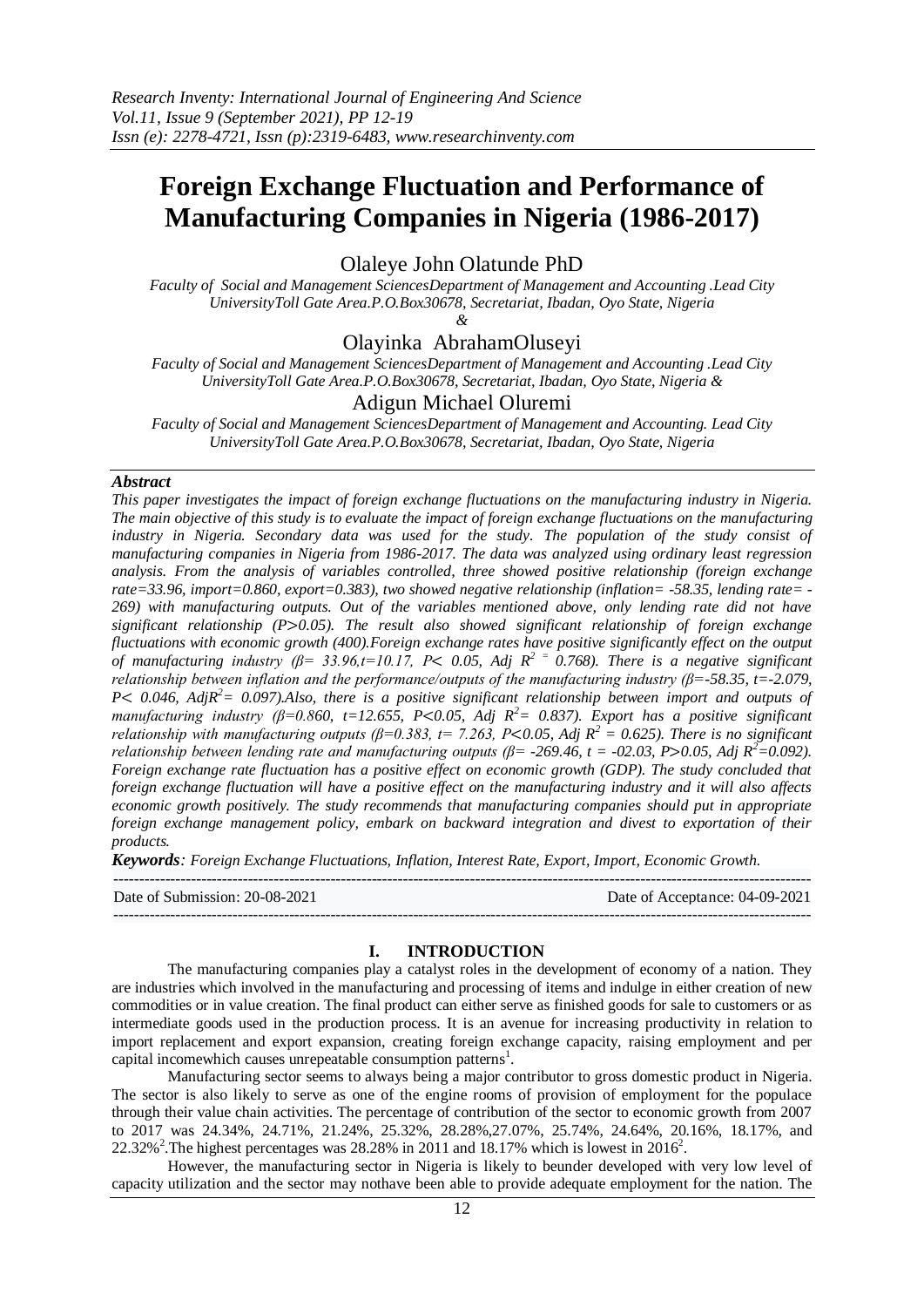*Research Inventy: International Journal of Engineering And Science*
*Vol.11, Issue 9 (September 2021), PP 12-19*
*Issn (e): 2278-4721, Issn (p):2319-6483, www.researchinventy.com*

# Foreign Exchange Fluctuation and Performance of Manufacturing Companies in Nigeria (1986-2017)

Olaleye John Olatunde PhD

*Faculty of Social and Management SciencesDepartment of Management and Accounting .Lead City UniversityToll Gate Area.P.O.Box30678, Secretariat, Ibadan, Oyo State, Nigeria*

*&*

Olayinka AbrahamOluseyi

*Faculty of Social and Management SciencesDepartment of Management and Accounting .Lead City UniversityToll Gate Area.P.O.Box30678, Secretariat, Ibadan, Oyo State, Nigeria &*

Adigun Michael Oluremi

*Faculty of Social and Management SciencesDepartment of Management and Accounting. Lead City UniversityToll Gate Area.P.O.Box30678, Secretariat, Ibadan, Oyo State, Nigeria*

### *Abstract*

*This paper investigates the impact of foreign exchange fluctuations on the manufacturing industry in Nigeria. The main objective of this study is to evaluate the impact of foreign exchange fluctuations on the manufacturing industry in Nigeria. Secondary data was used for the study. The population of the study consist of manufacturing companies in Nigeria from 1986-2017. The data was analyzed using ordinary least regression analysis. From the analysis of variables controlled, three showed positive relationship (foreign exchange rate=33.96, import=0.860, export=0.383), two showed negative relationship (inflation= -58.35, lending rate= -269) with manufacturing outputs. Out of the variables mentioned above, only lending rate did not have significant relationship (P>0.05). The result also showed significant relationship of foreign exchange fluctuations with economic growth (400).Foreign exchange rates have positive significantly effect on the output of manufacturing industry (β= 33.96,t=10.17, P< 0.05, Adj $R^2$ = 0.768). There is a negative significant relationship between inflation and the performance/outputs of the manufacturing industry (β=-58.35, t=-2.079, P< 0.046, Adj$R^2$= 0.097).Also, there is a positive significant relationship between import and outputs of manufacturing industry (β=0.860, t=12.655, P<0.05, Adj $R^2$= 0.837). Export has a positive significant relationship with manufacturing outputs (β=0.383, t= 7.263, P<0.05, Adj $R^2$ = 0.625). There is no significant relationship between lending rate and manufacturing outputs (β= -269.46, t = -02.03, P>0.05, Adj $R^2$=0.092). Foreign exchange rate fluctuation has a positive effect on economic growth (GDP). The study concluded that foreign exchange fluctuation will have a positive effect on the manufacturing industry and it will also affects economic growth positively. The study recommends that manufacturing companies should put in appropriate foreign exchange management policy, embark on backward integration and divest to exportation of their products.*

***Keywords****: Foreign Exchange Fluctuations, Inflation, Interest Rate, Export, Import, Economic Growth.*

---

Date of Submission: 20-08-2021 Date of Acceptance: 04-09-2021

---

## I. INTRODUCTION

The manufacturing companies play a catalyst roles in the development of economy of a nation. They are industries which involved in the manufacturing and processing of items and indulge in either creation of new commodities or in value creation. The final product can either serve as finished goods for sale to customers or as intermediate goods used in the production process. It is an avenue for increasing productivity in relation to import replacement and export expansion, creating foreign exchange capacity, raising employment and per capital incomewhich causes unrepeatable consumption patterns[1].

Manufacturing sector seems to always being a major contributor to gross domestic product in Nigeria. The sector is also likely to serve as one of the engine rooms of provision of employment for the populace through their value chain activities. The percentage of contribution of the sector to economic growth from 2007 to 2017 was 24.34%, 24.71%, 21.24%, 25.32%, 28.28%,27.07%, 25.74%, 24.64%, 20.16%, 18.17%, and 22.32%[2].The highest percentages was 28.28% in 2011 and 18.17% which is lowest in 2016[2].

However, the manufacturing sector in Nigeria is likely to beunder developed with very low level of capacity utilization and the sector may nothave been able to provide adequate employment for the nation. The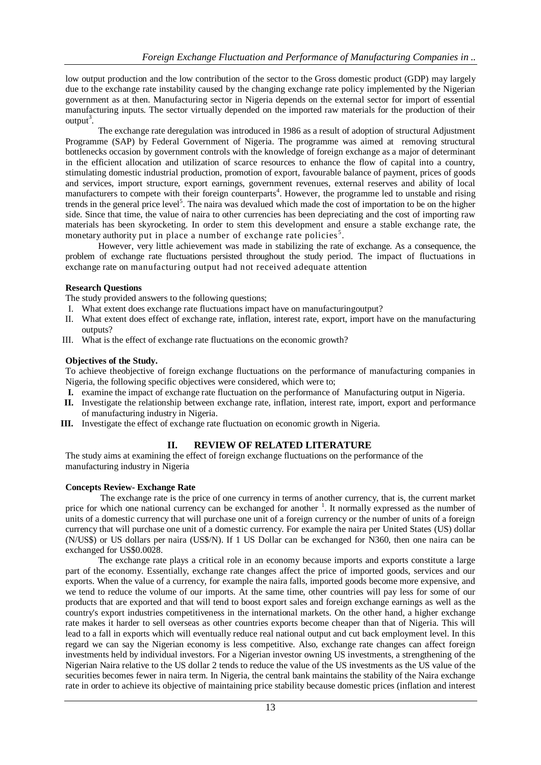low output production and the low contribution of the sector to the Gross domestic product (GDP) may largely due to the exchange rate instability caused by the changing exchange rate policy implemented by the Nigerian government as at then. Manufacturing sector in Nigeria depends on the external sector for import of essential manufacturing inputs. The sector virtually depended on the imported raw materials for the production of their output[3].

The exchange rate deregulation was introduced in 1986 as a result of adoption of structural Adjustment Programme (SAP) by Federal Government of Nigeria. The programme was aimed at removing structural bottlenecks occasion by government controls with the knowledge of foreign exchange as a major of determinant in the efficient allocation and utilization of scarce resources to enhance the flow of capital into a country, stimulating domestic industrial production, promotion of export, favourable balance of payment, prices of goods and services, import structure, export earnings, government revenues, external reserves and ability of local manufacturers to compete with their foreign counterparts[4]. However, the programme led to unstable and rising trends in the general price level[5]. The naira was devalued which made the cost of importation to be on the higher side. Since that time, the value of naira to other currencies has been depreciating and the cost of importing raw materials has been skyrocketing. In order to stem this development and ensure a stable exchange rate, the monetary authority put in place a number of exchange rate policies[5].

However, very little achievement was made in stabilizing the rate of exchange. As a consequence, the problem of exchange rate fluctuations persisted throughout the study period. The impact of fluctuations in exchange rate on manufacturing output had not received adequate attention

**Research Questions**

The study provided answers to the following questions;

I. What extent does exchange rate fluctuations impact have on manufacturingoutput?
II. What extent does effect of exchange rate, inflation, interest rate, export, import have on the manufacturing outputs?
III. What is the effect of exchange rate fluctuations on the economic growth?

**Objectives of the Study.**

To achieve theobjective of foreign exchange fluctuations on the performance of manufacturing companies in Nigeria, the following specific objectives were considered, which were to;

**I.** examine the impact of exchange rate fluctuation on the performance of Manufacturing output in Nigeria.
**II.** Investigate the relationship between exchange rate, inflation, interest rate, import, export and performance of manufacturing industry in Nigeria.
**III.** Investigate the effect of exchange rate fluctuation on economic growth in Nigeria.

## II. REVIEW OF RELATED LITERATURE

The study aims at examining the effect of foreign exchange fluctuations on the performance of the manufacturing industry in Nigeria

**Concepts Review- Exchange Rate**

The exchange rate is the price of one currency in terms of another currency, that is, the current market price for which one national currency can be exchanged for another [1]. It normally expressed as the number of units of a domestic currency that will purchase one unit of a foreign currency or the number of units of a foreign currency that will purchase one unit of a domestic currency. For example the naira per United States (US) dollar (N/US$) or US dollars per naira (US$/N). If 1 US Dollar can be exchanged for N360, then one naira can be exchanged for US$0.0028.

The exchange rate plays a critical role in an economy because imports and exports constitute a large part of the economy. Essentially, exchange rate changes affect the price of imported goods, services and our exports. When the value of a currency, for example the naira falls, imported goods become more expensive, and we tend to reduce the volume of our imports. At the same time, other countries will pay less for some of our products that are exported and that will tend to boost export sales and foreign exchange earnings as well as the country's export industries competitiveness in the international markets. On the other hand, a higher exchange rate makes it harder to sell overseas as other countries exports become cheaper than that of Nigeria. This will lead to a fall in exports which will eventually reduce real national output and cut back employment level. In this regard we can say the Nigerian economy is less competitive. Also, exchange rate changes can affect foreign investments held by individual investors. For a Nigerian investor owning US investments, a strengthening of the Nigerian Naira relative to the US dollar 2 tends to reduce the value of the US investments as the US value of the securities becomes fewer in naira term. In Nigeria, the central bank maintains the stability of the Naira exchange rate in order to achieve its objective of maintaining price stability because domestic prices (inflation and interest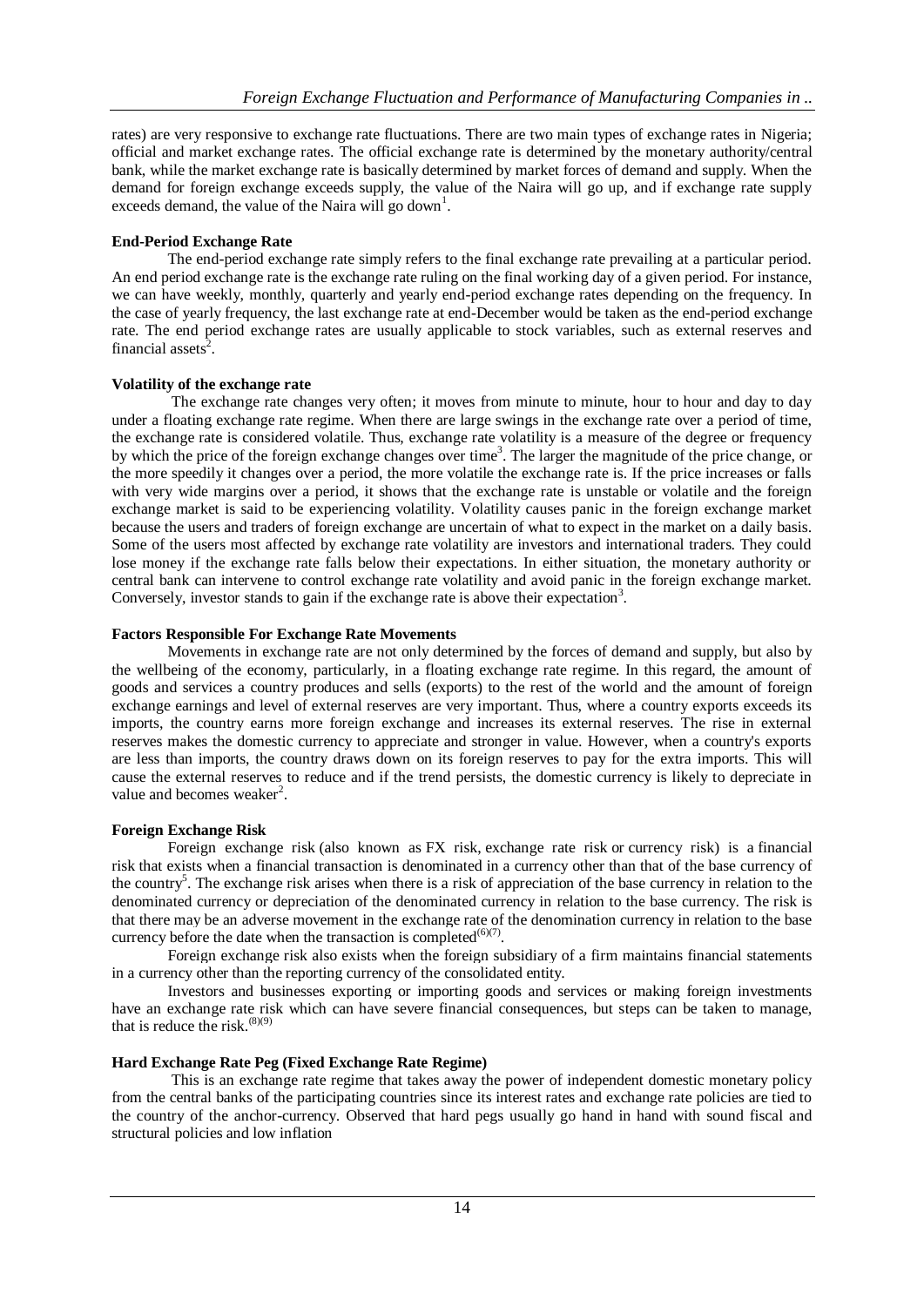rates) are very responsive to exchange rate fluctuations. There are two main types of exchange rates in Nigeria; official and market exchange rates. The official exchange rate is determined by the monetary authority/central bank, while the market exchange rate is basically determined by market forces of demand and supply. When the demand for foreign exchange exceeds supply, the value of the Naira will go up, and if exchange rate supply exceeds demand, the value of the Naira will go down[1].

**End-Period Exchange Rate**

The end-period exchange rate simply refers to the final exchange rate prevailing at a particular period. An end period exchange rate is the exchange rate ruling on the final working day of a given period. For instance, we can have weekly, monthly, quarterly and yearly end-period exchange rates depending on the frequency. In the case of yearly frequency, the last exchange rate at end-December would be taken as the end-period exchange rate. The end period exchange rates are usually applicable to stock variables, such as external reserves and financial assets[2].

**Volatility of the exchange rate**

The exchange rate changes very often; it moves from minute to minute, hour to hour and day to day under a floating exchange rate regime. When there are large swings in the exchange rate over a period of time, the exchange rate is considered volatile. Thus, exchange rate volatility is a measure of the degree or frequency by which the price of the foreign exchange changes over time[3]. The larger the magnitude of the price change, or the more speedily it changes over a period, the more volatile the exchange rate is. If the price increases or falls with very wide margins over a period, it shows that the exchange rate is unstable or volatile and the foreign exchange market is said to be experiencing volatility. Volatility causes panic in the foreign exchange market because the users and traders of foreign exchange are uncertain of what to expect in the market on a daily basis. Some of the users most affected by exchange rate volatility are investors and international traders. They could lose money if the exchange rate falls below their expectations. In either situation, the monetary authority or central bank can intervene to control exchange rate volatility and avoid panic in the foreign exchange market. Conversely, investor stands to gain if the exchange rate is above their expectation[3].

**Factors Responsible For Exchange Rate Movements**

Movements in exchange rate are not only determined by the forces of demand and supply, but also by the wellbeing of the economy, particularly, in a floating exchange rate regime. In this regard, the amount of goods and services a country produces and sells (exports) to the rest of the world and the amount of foreign exchange earnings and level of external reserves are very important. Thus, where a country exports exceeds its imports, the country earns more foreign exchange and increases its external reserves. The rise in external reserves makes the domestic currency to appreciate and stronger in value. However, when a country's exports are less than imports, the country draws down on its foreign reserves to pay for the extra imports. This will cause the external reserves to reduce and if the trend persists, the domestic currency is likely to depreciate in value and becomes weaker[2].

**Foreign Exchange Risk**

Foreign exchange risk (also known as FX risk, exchange rate risk or currency risk) is a financial risk that exists when a financial transaction is denominated in a currency other than that of the base currency of the country[5]. The exchange risk arises when there is a risk of appreciation of the base currency in relation to the denominated currency or depreciation of the denominated currency in relation to the base currency. The risk is that there may be an adverse movement in the exchange rate of the denomination currency in relation to the base currency before the date when the transaction is completed[6][7].

Foreign exchange risk also exists when the foreign subsidiary of a firm maintains financial statements in a currency other than the reporting currency of the consolidated entity.

Investors and businesses exporting or importing goods and services or making foreign investments have an exchange rate risk which can have severe financial consequences, but steps can be taken to manage, that is reduce the risk.[8][9]

**Hard Exchange Rate Peg (Fixed Exchange Rate Regime)**

This is an exchange rate regime that takes away the power of independent domestic monetary policy from the central banks of the participating countries since its interest rates and exchange rate policies are tied to the country of the anchor-currency. Observed that hard pegs usually go hand in hand with sound fiscal and structural policies and low inflation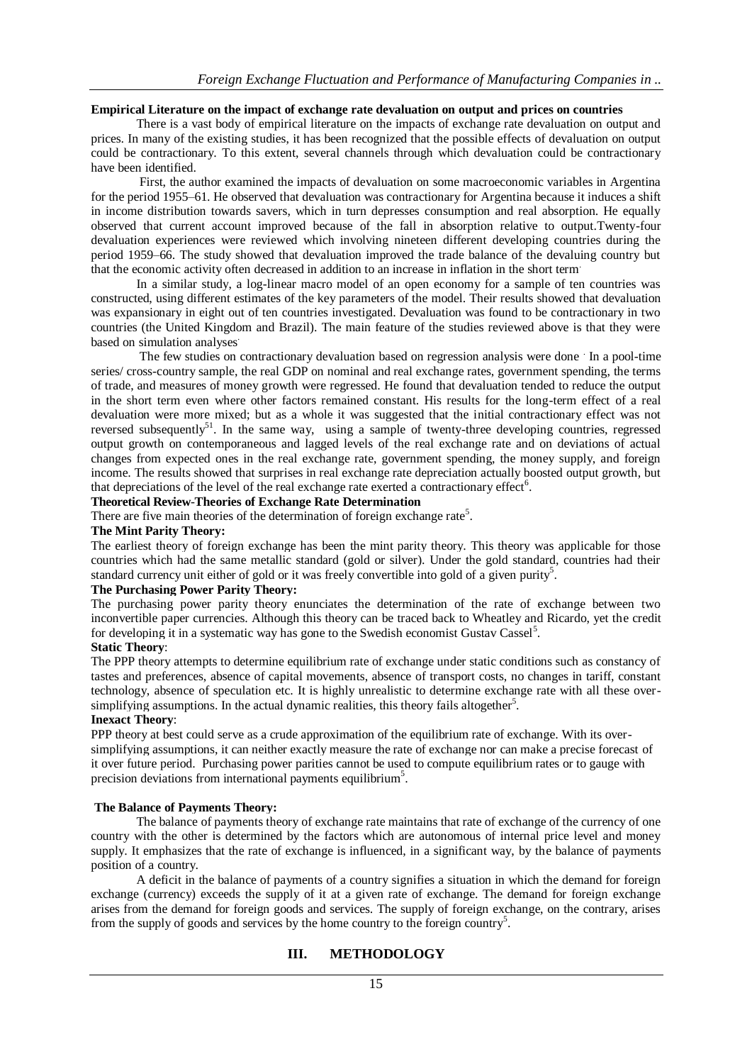**Empirical Literature on the impact of exchange rate devaluation on output and prices on countries**

There is a vast body of empirical literature on the impacts of exchange rate devaluation on output and prices. In many of the existing studies, it has been recognized that the possible effects of devaluation on output could be contractionary. To this extent, several channels through which devaluation could be contractionary have been identified.

First, the author examined the impacts of devaluation on some macroeconomic variables in Argentina for the period 1955–61. He observed that devaluation was contractionary for Argentina because it induces a shift in income distribution towards savers, which in turn depresses consumption and real absorption. He equally observed that current account improved because of the fall in absorption relative to output.Twenty-four devaluation experiences were reviewed which involving nineteen different developing countries during the period 1959–66. The study showed that devaluation improved the trade balance of the devaluing country but that the economic activity often decreased in addition to an increase in inflation in the short term.

In a similar study, a log-linear macro model of an open economy for a sample of ten countries was constructed, using different estimates of the key parameters of the model. Their results showed that devaluation was expansionary in eight out of ten countries investigated. Devaluation was found to be contractionary in two countries (the United Kingdom and Brazil). The main feature of the studies reviewed above is that they were based on simulation analyses.

The few studies on contractionary devaluation based on regression analysis were done . In a pool-time series/ cross-country sample, the real GDP on nominal and real exchange rates, government spending, the terms of trade, and measures of money growth were regressed. He found that devaluation tended to reduce the output in the short term even where other factors remained constant. His results for the long-term effect of a real devaluation were more mixed; but as a whole it was suggested that the initial contractionary effect was not reversed subsequently[51]. In the same way, using a sample of twenty-three developing countries, regressed output growth on contemporaneous and lagged levels of the real exchange rate and on deviations of actual changes from expected ones in the real exchange rate, government spending, the money supply, and foreign income. The results showed that surprises in real exchange rate depreciation actually boosted output growth, but that depreciations of the level of the real exchange rate exerted a contractionary effect[6].

**Theoretical Review-Theories of Exchange Rate Determination**

There are five main theories of the determination of foreign exchange rate[5].

**The Mint Parity Theory:**

The earliest theory of foreign exchange has been the mint parity theory. This theory was applicable for those countries which had the same metallic standard (gold or silver). Under the gold standard, countries had their standard currency unit either of gold or it was freely convertible into gold of a given purity[5].

**The Purchasing Power Parity Theory:**

The purchasing power parity theory enunciates the determination of the rate of exchange between two inconvertible paper currencies. Although this theory can be traced back to Wheatley and Ricardo, yet the credit for developing it in a systematic way has gone to the Swedish economist Gustav Cassel[5].

**Static Theory**:

The PPP theory attempts to determine equilibrium rate of exchange under static conditions such as constancy of tastes and preferences, absence of capital movements, absence of transport costs, no changes in tariff, constant technology, absence of speculation etc. It is highly unrealistic to determine exchange rate with all these over-simplifying assumptions. In the actual dynamic realities, this theory fails altogether[5].

**Inexact Theory**:

PPP theory at best could serve as a crude approximation of the equilibrium rate of exchange. With its over-simplifying assumptions, it can neither exactly measure the rate of exchange nor can make a precise forecast of it over future period. Purchasing power parities cannot be used to compute equilibrium rates or to gauge with precision deviations from international payments equilibrium[5].

**The Balance of Payments Theory:**

The balance of payments theory of exchange rate maintains that rate of exchange of the currency of one country with the other is determined by the factors which are autonomous of internal price level and money supply. It emphasizes that the rate of exchange is influenced, in a significant way, by the balance of payments position of a country.

A deficit in the balance of payments of a country signifies a situation in which the demand for foreign exchange (currency) exceeds the supply of it at a given rate of exchange. The demand for foreign exchange arises from the demand for foreign goods and services. The supply of foreign exchange, on the contrary, arises from the supply of goods and services by the home country to the foreign country[5].

## III. METHODOLOGY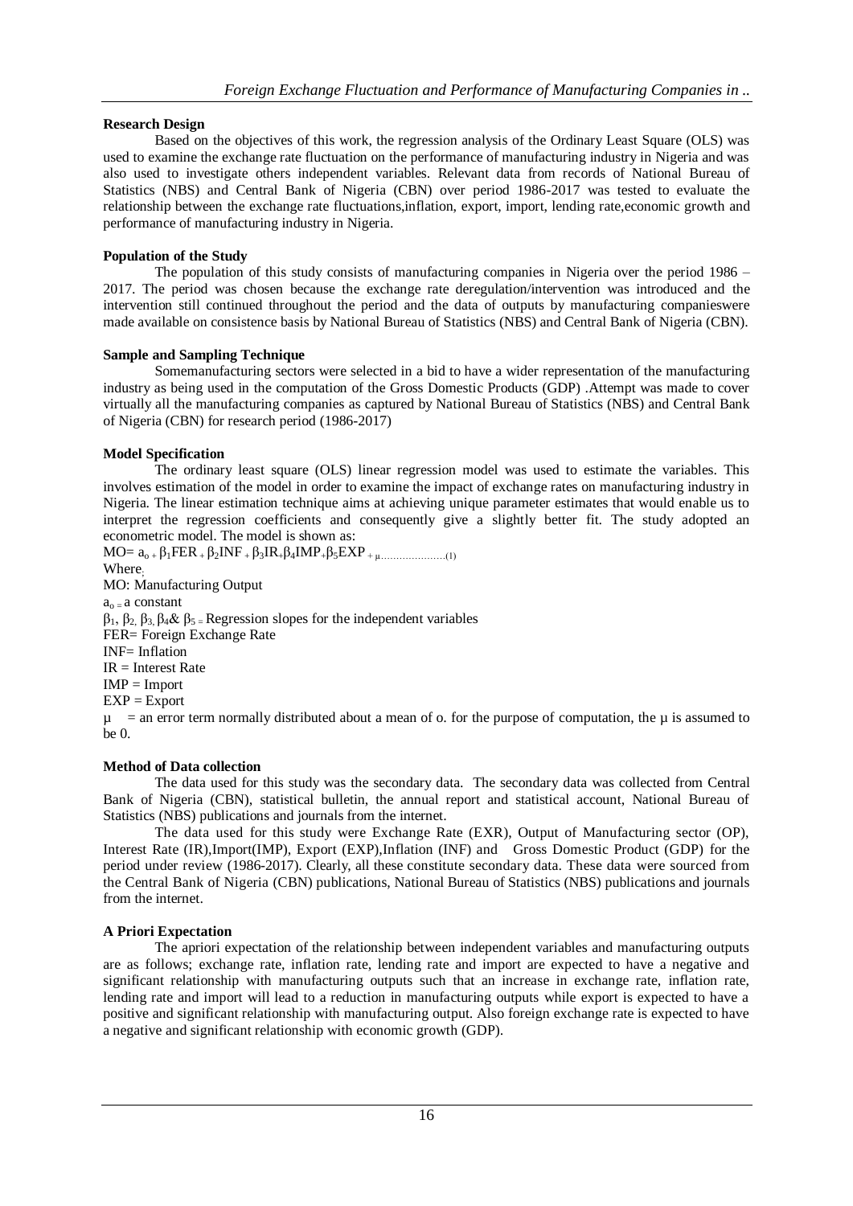**Research Design**

Based on the objectives of this work, the regression analysis of the Ordinary Least Square (OLS) was used to examine the exchange rate fluctuation on the performance of manufacturing industry in Nigeria and was also used to investigate others independent variables. Relevant data from records of National Bureau of Statistics (NBS) and Central Bank of Nigeria (CBN) over period 1986-2017 was tested to evaluate the relationship between the exchange rate fluctuations,inflation, export, import, lending rate,economic growth and performance of manufacturing industry in Nigeria.

**Population of the Study**

The population of this study consists of manufacturing companies in Nigeria over the period 1986 – 2017. The period was chosen because the exchange rate deregulation/intervention was introduced and the intervention still continued throughout the period and the data of outputs by manufacturing companieswere made available on consistence basis by National Bureau of Statistics (NBS) and Central Bank of Nigeria (CBN).

**Sample and Sampling Technique**

Somemanufacturing sectors were selected in a bid to have a wider representation of the manufacturing industry as being used in the computation of the Gross Domestic Products (GDP) .Attempt was made to cover virtually all the manufacturing companies as captured by National Bureau of Statistics (NBS) and Central Bank of Nigeria (CBN) for research period (1986-2017)

**Model Specification**

The ordinary least square (OLS) linear regression model was used to estimate the variables. This involves estimation of the model in order to examine the impact of exchange rates on manufacturing industry in Nigeria. The linear estimation technique aims at achieving unique parameter estimates that would enable us to interpret the regression coefficients and consequently give a slightly better fit. The study adopted an econometric model. The model is shown as:

$$MO = a_o + \beta_1 FER + \beta_2 INF + \beta_3 IR + \beta_4 IMP + \beta_5 EXP + \mu \quad \text{.....................(1)}$$

Where;

MO: Manufacturing Output

$a_o$ = a constant

$\beta_1$, $\beta_2$, $\beta_3$, $\beta_4$ & $\beta_5$ = Regression slopes for the independent variables

FER= Foreign Exchange Rate

INF= Inflation

IR = Interest Rate

IMP = Import

EXP = Export

$\mu$ = an error term normally distributed about a mean of o. for the purpose of computation, the $\mu$ is assumed to be 0.

**Method of Data collection**

The data used for this study was the secondary data. The secondary data was collected from Central Bank of Nigeria (CBN), statistical bulletin, the annual report and statistical account, National Bureau of Statistics (NBS) publications and journals from the internet.

The data used for this study were Exchange Rate (EXR), Output of Manufacturing sector (OP), Interest Rate (IR),Import(IMP), Export (EXP),Inflation (INF) and Gross Domestic Product (GDP) for the period under review (1986-2017). Clearly, all these constitute secondary data. These data were sourced from the Central Bank of Nigeria (CBN) publications, National Bureau of Statistics (NBS) publications and journals from the internet.

**A Priori Expectation**

The apriori expectation of the relationship between independent variables and manufacturing outputs are as follows; exchange rate, inflation rate, lending rate and import are expected to have a negative and significant relationship with manufacturing outputs such that an increase in exchange rate, inflation rate, lending rate and import will lead to a reduction in manufacturing outputs while export is expected to have a positive and significant relationship with manufacturing output. Also foreign exchange rate is expected to have a negative and significant relationship with economic growth (GDP).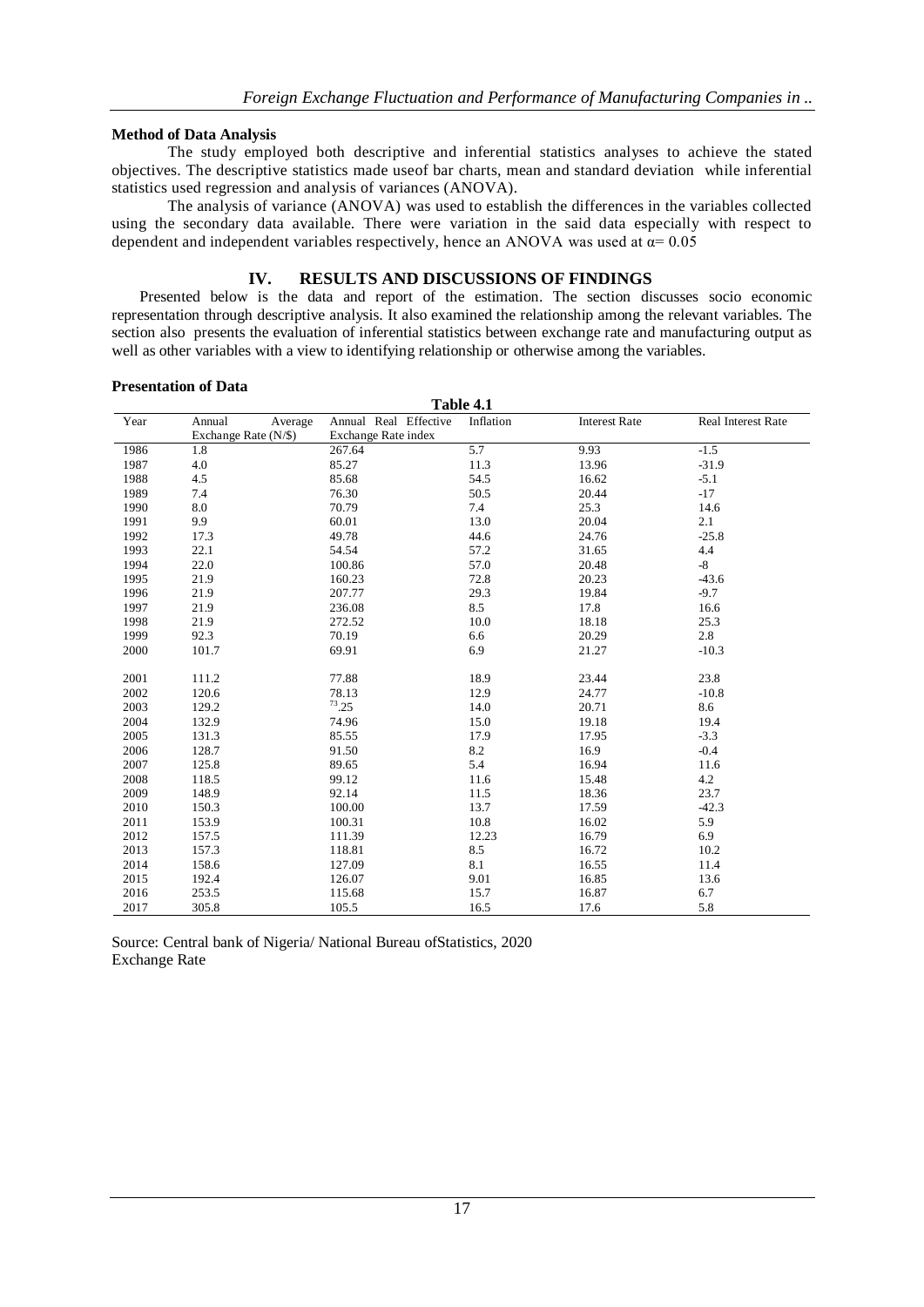### Method of Data Analysis

The study employed both descriptive and inferential statistics analyses to achieve the stated objectives. The descriptive statistics made useof bar charts, mean and standard deviation while inferential statistics used regression and analysis of variances (ANOVA).

The analysis of variance (ANOVA) was used to establish the differences in the variables collected using the secondary data available. There were variation in the said data especially with respect to dependent and independent variables respectively, hence an ANOVA was used at $\alpha = 0.05$

## IV. RESULTS AND DISCUSSIONS OF FINDINGS

Presented below is the data and report of the estimation. The section discusses socio economic representation through descriptive analysis. It also examined the relationship among the relevant variables. The section also presents the evaluation of inferential statistics between exchange rate and manufacturing output as well as other variables with a view to identifying relationship or otherwise among the variables.

### Presentation of Data

**Table 4.1**

| Year | Annual Average Exchange Rate (N/$) | Annual Real Effective Exchange Rate index | Inflation | Interest Rate | Real Interest Rate |
|---|---|---|---|---|---|
| 1986 | 1.8 | 267.64 | 5.7 | 9.93 | -1.5 |
| 1987 | 4.0 | 85.27 | 11.3 | 13.96 | -31.9 |
| 1988 | 4.5 | 85.68 | 54.5 | 16.62 | -5.1 |
| 1989 | 7.4 | 76.30 | 50.5 | 20.44 | -17 |
| 1990 | 8.0 | 70.79 | 7.4 | 25.3 | 14.6 |
| 1991 | 9.9 | 60.01 | 13.0 | 20.04 | 2.1 |
| 1992 | 17.3 | 49.78 | 44.6 | 24.76 | -25.8 |
| 1993 | 22.1 | 54.54 | 57.2 | 31.65 | 4.4 |
| 1994 | 22.0 | 100.86 | 57.0 | 20.48 | -8 |
| 1995 | 21.9 | 160.23 | 72.8 | 20.23 | -43.6 |
| 1996 | 21.9 | 207.77 | 29.3 | 19.84 | -9.7 |
| 1997 | 21.9 | 236.08 | 8.5 | 17.8 | 16.6 |
| 1998 | 21.9 | 272.52 | 10.0 | 18.18 | 25.3 |
| 1999 | 92.3 | 70.19 | 6.6 | 20.29 | 2.8 |
| 2000 | 101.7 | 69.91 | 6.9 | 21.27 | -10.3 |
| 2001 | 111.2 | 77.88 | 18.9 | 23.44 | 23.8 |
| 2002 | 120.6 | 78.13 | 12.9 | 24.77 | -10.8 |
| 2003 | 129.2 | 73.25 | 14.0 | 20.71 | 8.6 |
| 2004 | 132.9 | 74.96 | 15.0 | 19.18 | 19.4 |
| 2005 | 131.3 | 85.55 | 17.9 | 17.95 | -3.3 |
| 2006 | 128.7 | 91.50 | 8.2 | 16.9 | -0.4 |
| 2007 | 125.8 | 89.65 | 5.4 | 16.94 | 11.6 |
| 2008 | 118.5 | 99.12 | 11.6 | 15.48 | 4.2 |
| 2009 | 148.9 | 92.14 | 11.5 | 18.36 | 23.7 |
| 2010 | 150.3 | 100.00 | 13.7 | 17.59 | -42.3 |
| 2011 | 153.9 | 100.31 | 10.8 | 16.02 | 5.9 |
| 2012 | 157.5 | 111.39 | 12.23 | 16.79 | 6.9 |
| 2013 | 157.3 | 118.81 | 8.5 | 16.72 | 10.2 |
| 2014 | 158.6 | 127.09 | 8.1 | 16.55 | 11.4 |
| 2015 | 192.4 | 126.07 | 9.01 | 16.85 | 13.6 |
| 2016 | 253.5 | 115.68 | 15.7 | 16.87 | 6.7 |
| 2017 | 305.8 | 105.5 | 16.5 | 17.6 | 5.8 |

Source: Central bank of Nigeria/ National Bureau ofStatistics, 2020

Exchange Rate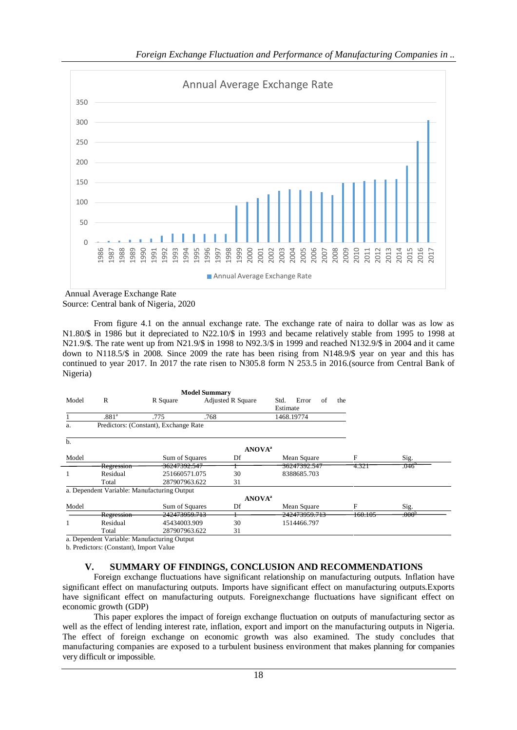Annual Average Exchange Rate
Source: Central bank of Nigeria, 2020

From figure 4.1 on the annual exchange rate. The exchange rate of naira to dollar was as low as N1.80/$ in 1986 but it depreciated to N22.10/$ in 1993 and became relatively stable from 1995 to 1998 at N21.9/$. The rate went up from N21.9/$ in 1998 to N92.3/$ in 1999 and reached N132.9/$ in 2004 and it came down to N118.5/$ in 2008. Since 2009 the rate has been rising from N148.9/$ year on year and this has continued to year 2017. In 2017 the rate risen to N305.8 form N 253.5 in 2016.(source from Central Bank of Nigeria)

**Model Summary**

| Model | R | R Square | Adjusted R Square | Std. Error of the Estimate |
|---|---|---|---|---|
| 1 | .881[a] | .775 | .768 | 1468.19774 |

a. Predictors: (Constant), Exchange Rate

b.

**ANOVA[a]**

| Model | | Sum of Squares | Df | Mean Square | F | Sig. |
|---|---|---|---|---|---|---|
| 1 | Regression | 36247392.547 | 1 | 36247392.547 | 4.321 | .046[b] |
| | Residual | 251660571.075 | 30 | 8388685.703 | | |
| | Total | 287907963.622 | 31 | | | |

a. Dependent Variable: Manufacturing Output

**ANOVA[a]**

| Model | | Sum of Squares | Df | Mean Square | F | Sig. |
|---|---|---|---|---|---|---|
| 1 | Regression | 242473959.713 | 1 | 242473959.713 | 160.105 | .000[b] |
| | Residual | 45434003.909 | 30 | 1514466.797 | | |
| | Total | 287907963.622 | 31 | | | |

a. Dependent Variable: Manufacturing Output

b. Predictors: (Constant), Import Value

## V. SUMMARY OF FINDINGS, CONCLUSION AND RECOMMENDATIONS

Foreign exchange fluctuations have significant relationship on manufacturing outputs. Inflation have significant effect on manufacturing outputs. Imports have significant effect on manufacturing outputs.Exports have significant effect on manufacturing outputs. Foreignexchange fluctuations have significant effect on economic growth (GDP)

This paper explores the impact of foreign exchange fluctuation on outputs of manufacturing sector as well as the effect of lending interest rate, inflation, export and import on the manufacturing outputs in Nigeria. The effect of foreign exchange on economic growth was also examined. The study concludes that manufacturing companies are exposed to a turbulent business environment that makes planning for companies very difficult or impossible.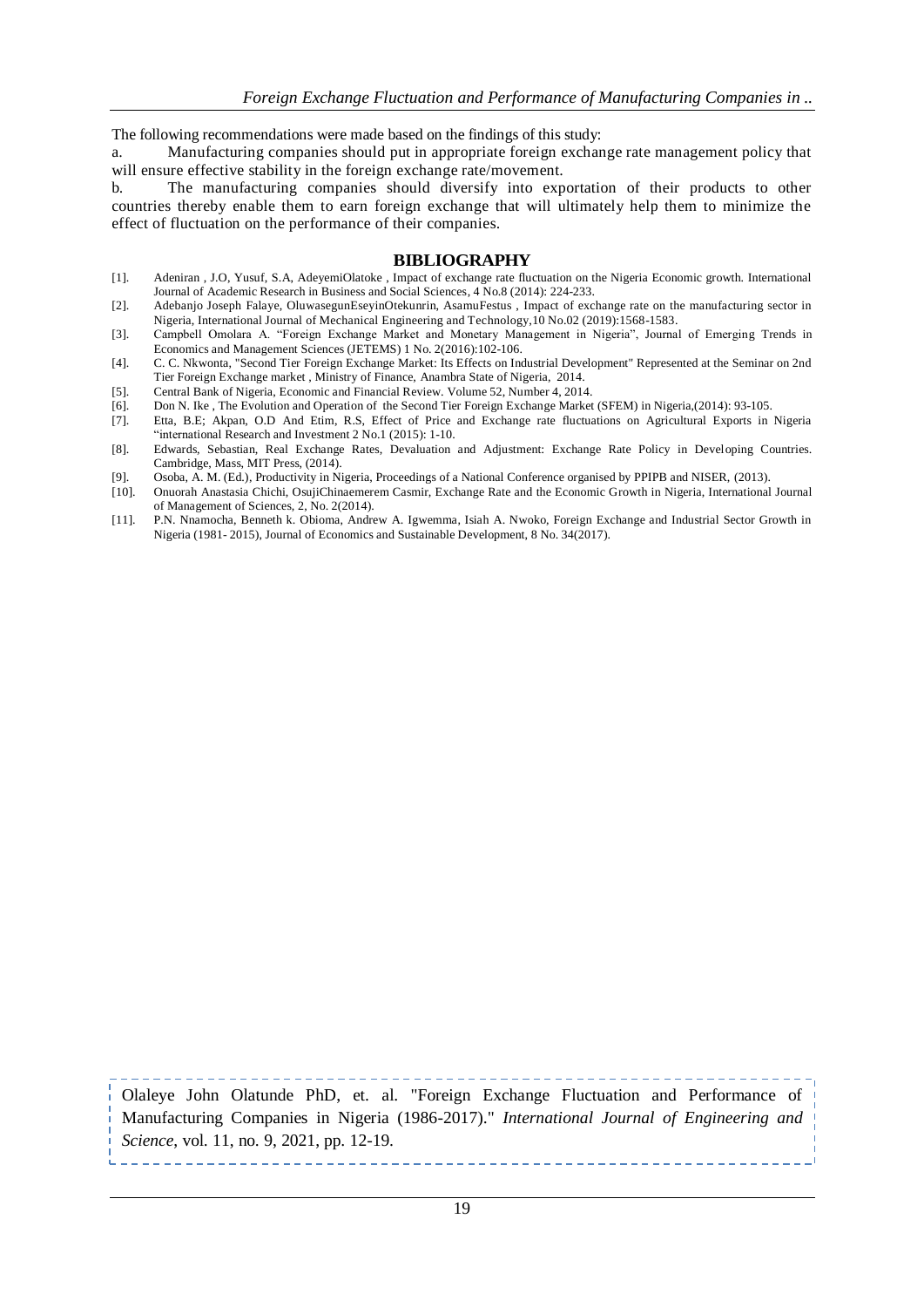The following recommendations were made based on the findings of this study:

a. Manufacturing companies should put in appropriate foreign exchange rate management policy that will ensure effective stability in the foreign exchange rate/movement.

b. The manufacturing companies should diversify into exportation of their products to other countries thereby enable them to earn foreign exchange that will ultimately help them to minimize the effect of fluctuation on the performance of their companies.

## BIBLIOGRAPHY

[1]. Adeniran , J.O, Yusuf, S.A, AdeyemiOlatoke , Impact of exchange rate fluctuation on the Nigeria Economic growth. International Journal of Academic Research in Business and Social Sciences, 4 No.8 (2014): 224-233.

[2]. Adebanjo Joseph Falaye, OluwasegunEseyinOtekunrin, AsamuFestus , Impact of exchange rate on the manufacturing sector in Nigeria, International Journal of Mechanical Engineering and Technology,10 No.02 (2019):1568-1583.

[3]. Campbell Omolara A. "Foreign Exchange Market and Monetary Management in Nigeria", Journal of Emerging Trends in Economics and Management Sciences (JETEMS) 1 No. 2(2016):102-106.

[4]. C. C. Nkwonta, "Second Tier Foreign Exchange Market: Its Effects on Industrial Development" Represented at the Seminar on 2nd Tier Foreign Exchange market , Ministry of Finance, Anambra State of Nigeria, 2014.

[5]. Central Bank of Nigeria, Economic and Financial Review. Volume 52, Number 4, 2014.

[6]. Don N. Ike , The Evolution and Operation of the Second Tier Foreign Exchange Market (SFEM) in Nigeria,(2014): 93-105.

[7]. Etta, B.E; Akpan, O.D And Etim, R.S, Effect of Price and Exchange rate fluctuations on Agricultural Exports in Nigeria "international Research and Investment 2 No.1 (2015): 1-10.

[8]. Edwards, Sebastian, Real Exchange Rates, Devaluation and Adjustment: Exchange Rate Policy in Developing Countries. Cambridge, Mass, MIT Press, (2014).

[9]. Osoba, A. M. (Ed.), Productivity in Nigeria, Proceedings of a National Conference organised by PPIPB and NISER, (2013).

[10]. Onuorah Anastasia Chichi, OsujiChinaemerem Casmir, Exchange Rate and the Economic Growth in Nigeria, International Journal of Management of Sciences, 2, No. 2(2014).

[11]. P.N. Nnamocha, Benneth k. Obioma, Andrew A. Igwemma, Isiah A. Nwoko, Foreign Exchange and Industrial Sector Growth in Nigeria (1981- 2015), Journal of Economics and Sustainable Development, 8 No. 34(2017).

Olaleye John Olatunde PhD, et. al. "Foreign Exchange Fluctuation and Performance of Manufacturing Companies in Nigeria (1986-2017)." *International Journal of Engineering and Science*, vol. 11, no. 9, 2021, pp. 12-19.